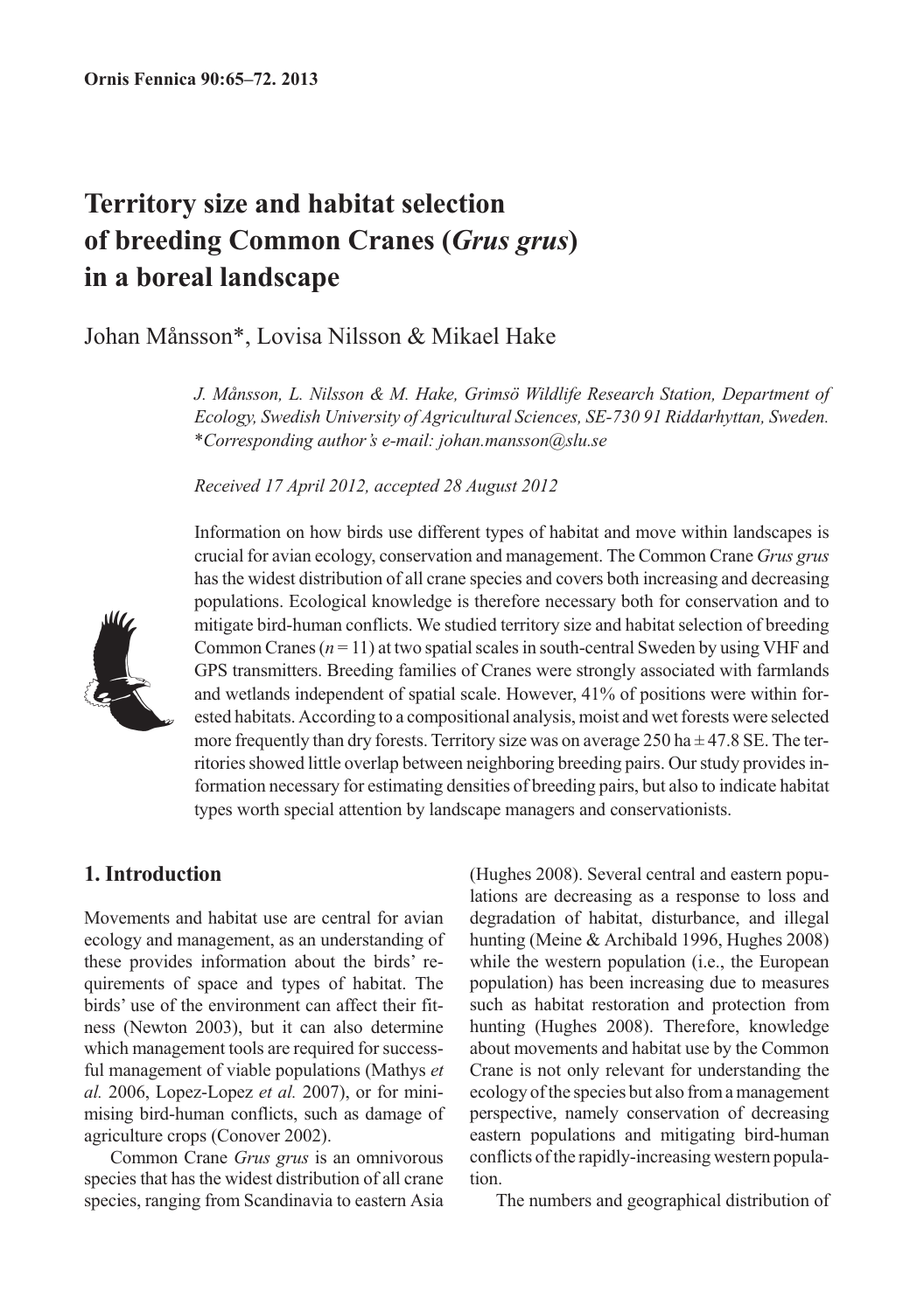# Territory size and habitat selection of breeding Common Cranes (*Grus grus*) in a boreal landscape

Johan Månsson*, Lovisa Nilsson & Mikael Hake

*J. Månsson, L. Nilsson & M. Hake, Grimsö Wildlife Research Station, Department of Ecology, Swedish University of Agricultural Sciences, SE-730 91 Riddarhyttan, Sweden. \*Corresponding author's e-mail: johan.mansson@slu.se*

*Received 17 April 2012, accepted 28 August 2012*

Information on how birds use different types of habitat and move within landscapes is crucial for avian ecology, conservation and management. The Common Crane *Grus grus* has the widest distribution of all crane species and covers both increasing and decreasing populations. Ecological knowledge is therefore necessary both for conservation and to mitigate bird-human conflicts. We studied territory size and habitat selection of breeding Common Cranes ($n = 11$) at two spatial scales in south-central Sweden by using VHF and GPS transmitters. Breeding families of Cranes were strongly associated with farmlands and wetlands independent of spatial scale. However, 41% of positions were within forested habitats. According to a compositional analysis, moist and wet forests were selected more frequently than dry forests. Territory size was on average 250 ha ± 47.8 SE. The territories showed little overlap between neighboring breeding pairs. Our study provides information necessary for estimating densities of breeding pairs, but also to indicate habitat types worth special attention by landscape managers and conservationists.

## 1. Introduction

Movements and habitat use are central for avian ecology and management, as an understanding of these provides information about the birds' requirements of space and types of habitat. The birds' use of the environment can affect their fitness (Newton 2003), but it can also determine which management tools are required for successful management of viable populations (Mathys *et al.* 2006, Lopez-Lopez *et al.* 2007), or for minimising bird-human conflicts, such as damage of agriculture crops (Conover 2002).

Common Crane *Grus grus* is an omnivorous species that has the widest distribution of all crane species, ranging from Scandinavia to eastern Asia (Hughes 2008). Several central and eastern populations are decreasing as a response to loss and degradation of habitat, disturbance, and illegal hunting (Meine & Archibald 1996, Hughes 2008) while the western population (i.e., the European population) has been increasing due to measures such as habitat restoration and protection from hunting (Hughes 2008). Therefore, knowledge about movements and habitat use by the Common Crane is not only relevant for understanding the ecology of the species but also from a management perspective, namely conservation of decreasing eastern populations and mitigating bird-human conflicts of the rapidly-increasing western population.

The numbers and geographical distribution of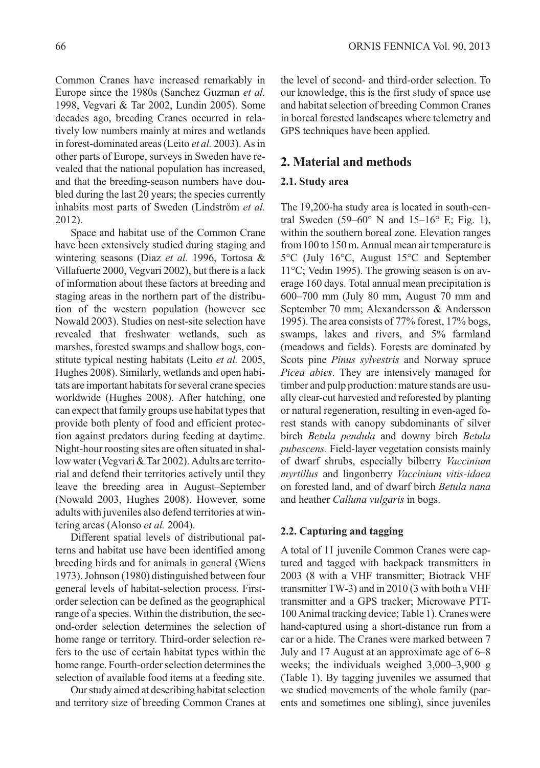Common Cranes have increased remarkably in Europe since the 1980s (Sanchez Guzman *et al.* 1998, Vegvari & Tar 2002, Lundin 2005). Some decades ago, breeding Cranes occurred in relatively low numbers mainly at mires and wetlands in forest-dominated areas (Leito *et al.* 2003). As in other parts of Europe, surveys in Sweden have revealed that the national population has increased, and that the breeding-season numbers have doubled during the last 20 years; the species currently inhabits most parts of Sweden (Lindström *et al.* 2012).

Space and habitat use of the Common Crane have been extensively studied during staging and wintering seasons (Diaz *et al.* 1996, Tortosa & Villafuerte 2000, Vegvari 2002), but there is a lack of information about these factors at breeding and staging areas in the northern part of the distribution of the western population (however see Nowald 2003). Studies on nest-site selection have revealed that freshwater wetlands, such as marshes, forested swamps and shallow bogs, constitute typical nesting habitats (Leito *et al.* 2005, Hughes 2008). Similarly, wetlands and open habitats are important habitats for several crane species worldwide (Hughes 2008). After hatching, one can expect that family groups use habitat types that provide both plenty of food and efficient protection against predators during feeding at daytime. Night-hour roosting sites are often situated in shallow water (Vegvari & Tar 2002). Adults are territorial and defend their territories actively until they leave the breeding area in August–September (Nowald 2003, Hughes 2008). However, some adults with juveniles also defend territories at wintering areas (Alonso *et al.* 2004).

Different spatial levels of distributional patterns and habitat use have been identified among breeding birds and for animals in general (Wiens 1973). Johnson (1980) distinguished between four general levels of habitat-selection process. First-order selection can be defined as the geographical range of a species. Within the distribution, the second-order selection determines the selection of home range or territory. Third-order selection refers to the use of certain habitat types within the home range. Fourth-order selection determines the selection of available food items at a feeding site.

Our study aimed at describing habitat selection and territory size of breeding Common Cranes at the level of second- and third-order selection. To our knowledge, this is the first study of space use and habitat selection of breeding Common Cranes in boreal forested landscapes where telemetry and GPS techniques have been applied.

## 2. Material and methods

### 2.1. Study area

The 19,200-ha study area is located in south-central Sweden (59–60° N and 15–16° E; Fig. 1), within the southern boreal zone. Elevation ranges from 100 to 150 m. Annual mean air temperature is 5°C (July 16°C, August 15°C and September 11°C; Vedin 1995). The growing season is on average 160 days. Total annual mean precipitation is 600–700 mm (July 80 mm, August 70 mm and September 70 mm; Alexandersson & Andersson 1995). The area consists of 77% forest, 17% bogs, swamps, lakes and rivers, and 5% farmland (meadows and fields). Forests are dominated by Scots pine *Pinus sylvestris* and Norway spruce *Picea abies*. They are intensively managed for timber and pulp production: mature stands are usually clear-cut harvested and reforested by planting or natural regeneration, resulting in even-aged forest stands with canopy subdominants of silver birch *Betula pendula* and downy birch *Betula pubescens.* Field-layer vegetation consists mainly of dwarf shrubs, especially bilberry *Vaccinium myrtillus* and lingonberry *Vaccinium vitis-idaea* on forested land, and of dwarf birch *Betula nana* and heather *Calluna vulgaris* in bogs.

### 2.2. Capturing and tagging

A total of 11 juvenile Common Cranes were captured and tagged with backpack transmitters in 2003 (8 with a VHF transmitter; Biotrack VHF transmitter TW-3) and in 2010 (3 with both a VHF transmitter and a GPS tracker; Microwave PTT-100 Animal tracking device; Table 1). Cranes were hand-captured using a short-distance run from a car or a hide. The Cranes were marked between 7 July and 17 August at an approximate age of 6–8 weeks; the individuals weighed 3,000–3,900 g (Table 1). By tagging juveniles we assumed that we studied movements of the whole family (parents and sometimes one sibling), since juveniles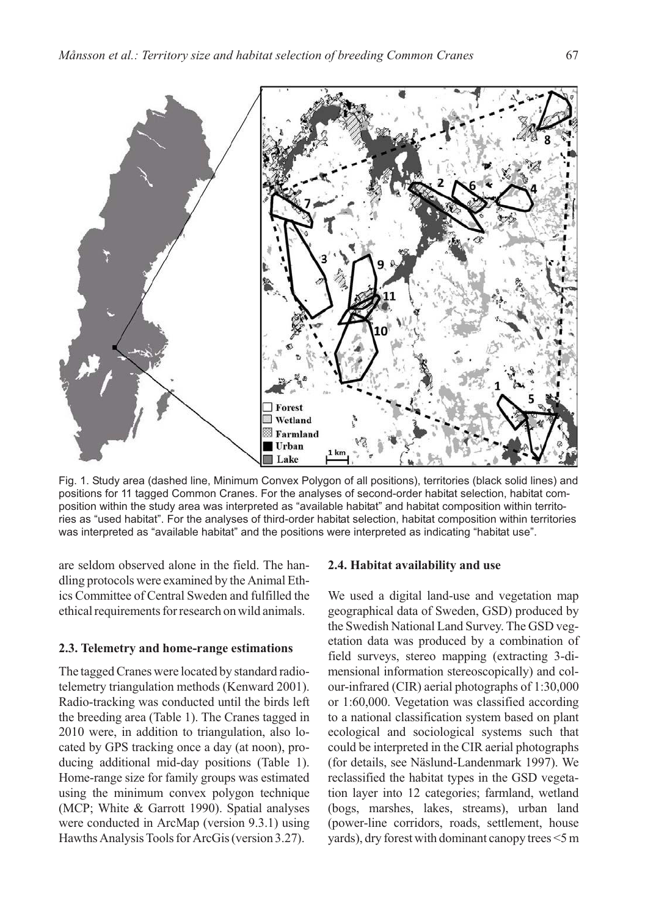Fig. 1. Study area (dashed line, Minimum Convex Polygon of all positions), territories (black solid lines) and positions for 11 tagged Common Cranes. For the analyses of second-order habitat selection, habitat composition within the study area was interpreted as "available habitat" and habitat composition within territories as "used habitat". For the analyses of third-order habitat selection, habitat composition within territories was interpreted as "available habitat" and the positions were interpreted as indicating "habitat use".

are seldom observed alone in the field. The handling protocols were examined by the Animal Ethics Committee of Central Sweden and fulfilled the ethical requirements for research on wild animals.

### 2.3. Telemetry and home-range estimations

The tagged Cranes were located by standard radio-telemetry triangulation methods (Kenward 2001). Radio-tracking was conducted until the birds left the breeding area (Table 1). The Cranes tagged in 2010 were, in addition to triangulation, also located by GPS tracking once a day (at noon), producing additional mid-day positions (Table 1). Home-range size for family groups was estimated using the minimum convex polygon technique (MCP; White & Garrott 1990). Spatial analyses were conducted in ArcMap (version 9.3.1) using Hawths Analysis Tools for ArcGis (version 3.27).

### 2.4. Habitat availability and use

We used a digital land-use and vegetation map geographical data of Sweden, GSD) produced by the Swedish National Land Survey. The GSD vegetation data was produced by a combination of field surveys, stereo mapping (extracting 3-dimensional information stereoscopically) and colour-infrared (CIR) aerial photographs of 1:30,000 or 1:60,000. Vegetation was classified according to a national classification system based on plant ecological and sociological systems such that could be interpreted in the CIR aerial photographs (for details, see Näslund-Landenmark 1997). We reclassified the habitat types in the GSD vegetation layer into 12 categories; farmland, wetland (bogs, marshes, lakes, streams), urban land (power-line corridors, roads, settlement, house yards), dry forest with dominant canopy trees <5 m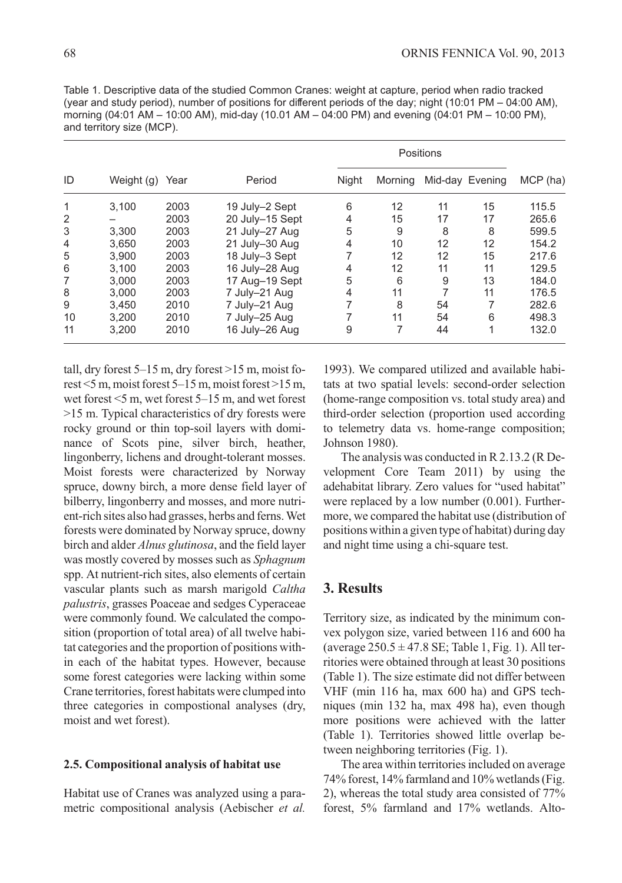Table 1. Descriptive data of the studied Common Cranes: weight at capture, period when radio tracked (year and study period), number of positions for different periods of the day; night (10:01 PM – 04:00 AM), morning (04:01 AM – 10:00 AM), mid-day (10.01 AM – 04:00 PM) and evening (04:01 PM – 10:00 PM), and territory size (MCP).

| ID | Weight (g) | Year | Period | Positions | | | | MCP (ha) |
|---|---|---|---|---|---|---|---|---|
| | | | | Night | Morning | Mid-day | Evening | |
| 1 | 3,100 | 2003 | 19 July–2 Sept | 6 | 12 | 11 | 15 | 115.5 |
| 2 | – | 2003 | 20 July–15 Sept | 4 | 15 | 17 | 17 | 265.6 |
| 3 | 3,300 | 2003 | 21 July–27 Aug | 5 | 9 | 8 | 8 | 599.5 |
| 4 | 3,650 | 2003 | 21 July–30 Aug | 4 | 10 | 12 | 12 | 154.2 |
| 5 | 3,900 | 2003 | 18 July–3 Sept | 7 | 12 | 12 | 15 | 217.6 |
| 6 | 3,100 | 2003 | 16 July–28 Aug | 4 | 12 | 11 | 11 | 129.5 |
| 7 | 3,000 | 2003 | 17 Aug–19 Sept | 5 | 6 | 9 | 13 | 184.0 |
| 8 | 3,000 | 2003 | 7 July–21 Aug | 4 | 11 | 7 | 11 | 176.5 |
| 9 | 3,450 | 2010 | 7 July–21 Aug | 7 | 8 | 54 | 7 | 282.6 |
| 10 | 3,200 | 2010 | 7 July–25 Aug | 7 | 11 | 54 | 6 | 498.3 |
| 11 | 3,200 | 2010 | 16 July–26 Aug | 9 | 7 | 44 | 1 | 132.0 |

tall, dry forest 5–15 m, dry forest >15 m, moist forest <5 m, moist forest 5–15 m, moist forest >15 m, wet forest <5 m, wet forest 5–15 m, and wet forest >15 m. Typical characteristics of dry forests were rocky ground or thin top-soil layers with dominance of Scots pine, silver birch, heather, lingonberry, lichens and drought-tolerant mosses. Moist forests were characterized by Norway spruce, downy birch, a more dense field layer of bilberry, lingonberry and mosses, and more nutrient-rich sites also had grasses, herbs and ferns. Wet forests were dominated by Norway spruce, downy birch and alder *Alnus glutinosa*, and the field layer was mostly covered by mosses such as *Sphagnum* spp. At nutrient-rich sites, also elements of certain vascular plants such as marsh marigold *Caltha palustris*, grasses Poaceae and sedges Cyperaceae were commonly found. We calculated the composition (proportion of total area) of all twelve habitat categories and the proportion of positions within each of the habitat types. However, because some forest categories were lacking within some Crane territories, forest habitats were clumped into three categories in compostional analyses (dry, moist and wet forest).

### 2.5. Compositional analysis of habitat use

Habitat use of Cranes was analyzed using a parametric compositional analysis (Aebischer *et al.* 1993). We compared utilized and available habitats at two spatial levels: second-order selection (home-range composition vs. total study area) and third-order selection (proportion used according to telemetry data vs. home-range composition; Johnson 1980).

The analysis was conducted in R 2.13.2 (R Development Core Team 2011) by using the adehabitat library. Zero values for "used habitat" were replaced by a low number (0.001). Furthermore, we compared the habitat use (distribution of positions within a given type of habitat) during day and night time using a chi-square test.

## 3. Results

Territory size, as indicated by the minimum convex polygon size, varied between 116 and 600 ha (average 250.5 ± 47.8 SE; Table 1, Fig. 1). All territories were obtained through at least 30 positions (Table 1). The size estimate did not differ between VHF (min 116 ha, max 600 ha) and GPS techniques (min 132 ha, max 498 ha), even though more positions were achieved with the latter (Table 1). Territories showed little overlap between neighboring territories (Fig. 1).

The area within territories included on average 74% forest, 14% farmland and 10% wetlands (Fig. 2), whereas the total study area consisted of 77% forest, 5% farmland and 17% wetlands. Alto-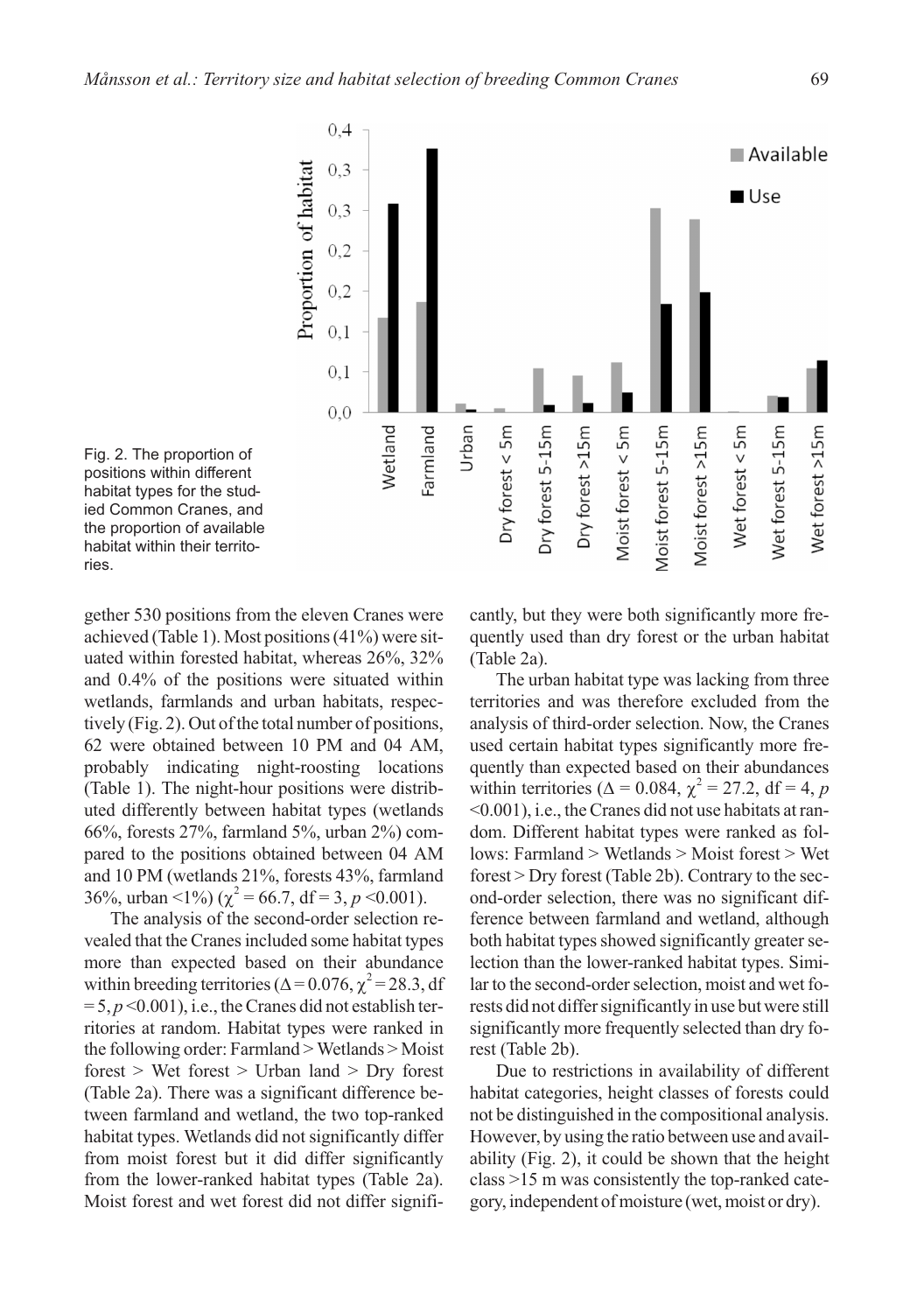Fig. 2. The proportion of positions within different habitat types for the studied Common Cranes, and the proportion of available habitat within their territories.

gether 530 positions from the eleven Cranes were achieved (Table 1). Most positions (41%) were situated within forested habitat, whereas 26%, 32% and 0.4% of the positions were situated within wetlands, farmlands and urban habitats, respectively (Fig. 2). Out of the total number of positions, 62 were obtained between 10 PM and 04 AM, probably indicating night-roosting locations (Table 1). The night-hour positions were distributed differently between habitat types (wetlands 66%, forests 27%, farmland 5%, urban 2%) compared to the positions obtained between 04 AM and 10 PM (wetlands 21%, forests 43%, farmland 36%, urban <1%) ($\chi^2 = 66.7$, df = 3, $p < 0.001$).

The analysis of the second-order selection revealed that the Cranes included some habitat types more than expected based on their abundance within breeding territories ($\Delta = 0.076$, $\chi^2 = 28.3$, df = 5, $p < 0.001$), i.e., the Cranes did not establish territories at random. Habitat types were ranked in the following order: Farmland > Wetlands > Moist forest > Wet forest > Urban land > Dry forest (Table 2a). There was a significant difference between farmland and wetland, the two top-ranked habitat types. Wetlands did not significantly differ from moist forest but it did differ significantly from the lower-ranked habitat types (Table 2a). Moist forest and wet forest did not differ significantly, but they were both significantly more frequently used than dry forest or the urban habitat (Table 2a).

The urban habitat type was lacking from three territories and was therefore excluded from the analysis of third-order selection. Now, the Cranes used certain habitat types significantly more frequently than expected based on their abundances within territories ($\Delta = 0.084$, $\chi^2 = 27.2$, df = 4, $p < 0.001$), i.e., the Cranes did not use habitats at random. Different habitat types were ranked as follows: Farmland > Wetlands > Moist forest > Wet forest > Dry forest (Table 2b). Contrary to the second-order selection, there was no significant difference between farmland and wetland, although both habitat types showed significantly greater selection than the lower-ranked habitat types. Similar to the second-order selection, moist and wet forests did not differ significantly in use but were still significantly more frequently selected than dry forest (Table 2b).

Due to restrictions in availability of different habitat categories, height classes of forests could not be distinguished in the compositional analysis. However, by using the ratio between use and availability (Fig. 2), it could be shown that the height class >15 m was consistently the top-ranked category, independent of moisture (wet, moist or dry).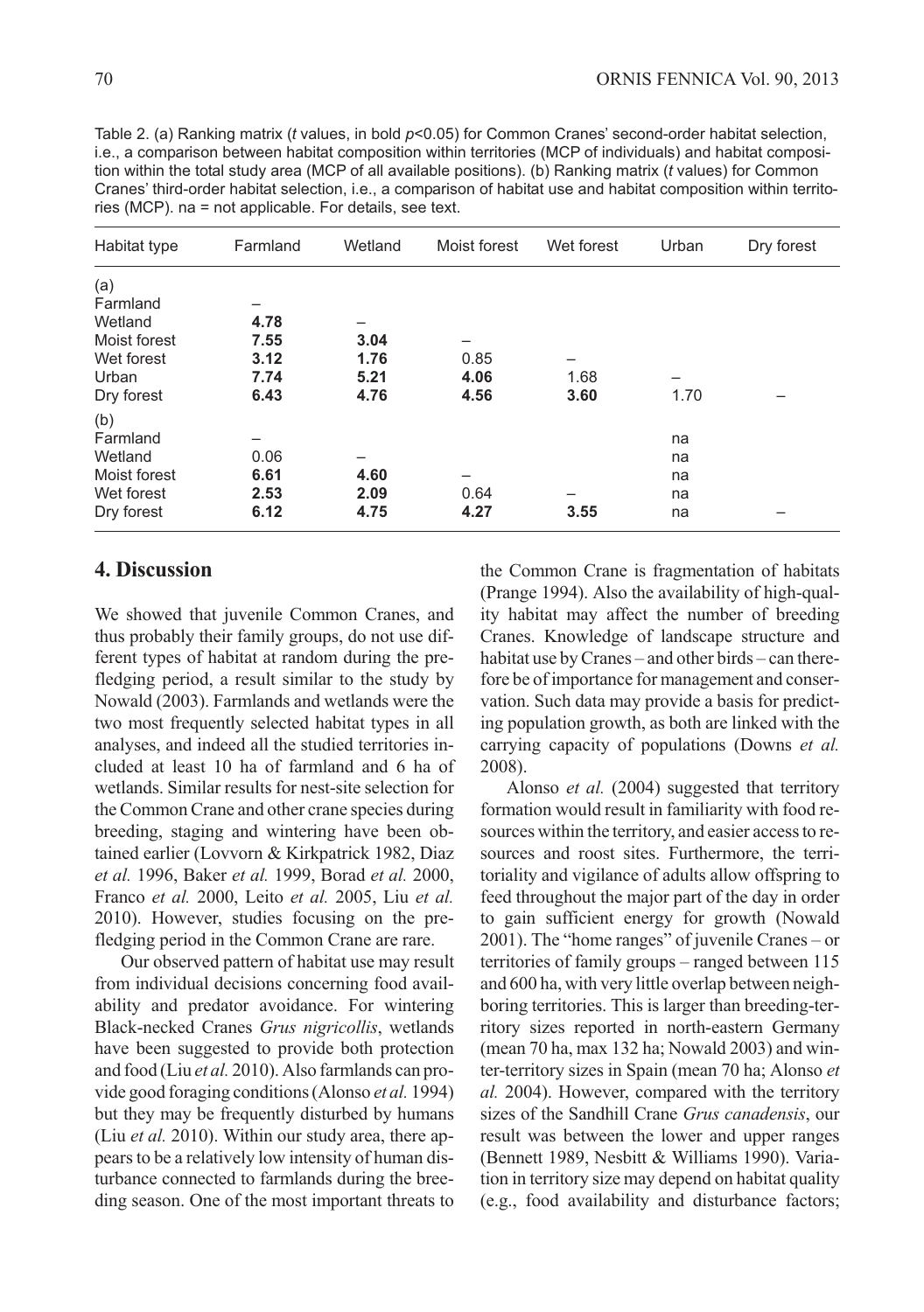Table 2. (a) Ranking matrix (*t* values, in bold $p<0.05$) for Common Cranes' second-order habitat selection, i.e., a comparison between habitat composition within territories (MCP of individuals) and habitat composition within the total study area (MCP of all available positions). (b) Ranking matrix (*t* values) for Common Cranes' third-order habitat selection, i.e., a comparison of habitat use and habitat composition within territories (MCP). na = not applicable. For details, see text.

| Habitat type | Farmland | Wetland | Moist forest | Wet forest | Urban | Dry forest |
|---|---|---|---|---|---|---|
| (a) | | | | | | |
| Farmland | – | | | | | |
| Wetland | **4.78** | – | | | | |
| Moist forest | **7.55** | **3.04** | – | | | |
| Wet forest | **3.12** | 1.76 | 0.85 | – | | |
| Urban | **7.74** | **5.21** | **4.06** | 1.68 | – | |
| Dry forest | **6.43** | **4.76** | **4.56** | **3.60** | 1.70 | – |
| (b) | | | | | | |
| Farmland | – | | | | na | |
| Wetland | 0.06 | – | | | na | |
| Moist forest | **6.61** | **4.60** | – | | na | |
| Wet forest | **2.53** | **2.09** | 0.64 | – | na | |
| Dry forest | **6.12** | **4.75** | **4.27** | **3.55** | na | – |

## 4. Discussion

We showed that juvenile Common Cranes, and thus probably their family groups, do not use different types of habitat at random during the pre-fledging period, a result similar to the study by Nowald (2003). Farmlands and wetlands were the two most frequently selected habitat types in all analyses, and indeed all the studied territories included at least 10 ha of farmland and 6 ha of wetlands. Similar results for nest-site selection for the Common Crane and other crane species during breeding, staging and wintering have been obtained earlier (Lovvorn & Kirkpatrick 1982, Diaz *et al.* 1996, Baker *et al.* 1999, Borad *et al.* 2000, Franco *et al.* 2000, Leito *et al.* 2005, Liu *et al.* 2010). However, studies focusing on the pre-fledging period in the Common Crane are rare.

Our observed pattern of habitat use may result from individual decisions concerning food availability and predator avoidance. For wintering Black-necked Cranes *Grus nigricollis*, wetlands have been suggested to provide both protection and food (Liu *et al.* 2010). Also farmlands can provide good foraging conditions (Alonso *et al.* 1994) but they may be frequently disturbed by humans (Liu *et al.* 2010). Within our study area, there appears to be a relatively low intensity of human disturbance connected to farmlands during the breeding season. One of the most important threats to the Common Crane is fragmentation of habitats (Prange 1994). Also the availability of high-quality habitat may affect the number of breeding Cranes. Knowledge of landscape structure and habitat use by Cranes – and other birds – can therefore be of importance for management and conservation. Such data may provide a basis for predicting population growth, as both are linked with the carrying capacity of populations (Downs *et al.* 2008).

Alonso *et al.* (2004) suggested that territory formation would result in familiarity with food resources within the territory, and easier access to resources and roost sites. Furthermore, the territoriality and vigilance of adults allow offspring to feed throughout the major part of the day in order to gain sufficient energy for growth (Nowald 2001). The "home ranges" of juvenile Cranes – or territories of family groups – ranged between 115 and 600 ha, with very little overlap between neighboring territories. This is larger than breeding-territory sizes reported in north-eastern Germany (mean 70 ha, max 132 ha; Nowald 2003) and winter-territory sizes in Spain (mean 70 ha; Alonso *et al.* 2004). However, compared with the territory sizes of the Sandhill Crane *Grus canadensis*, our result was between the lower and upper ranges (Bennett 1989, Nesbitt & Williams 1990). Variation in territory size may depend on habitat quality (e.g., food availability and disturbance factors;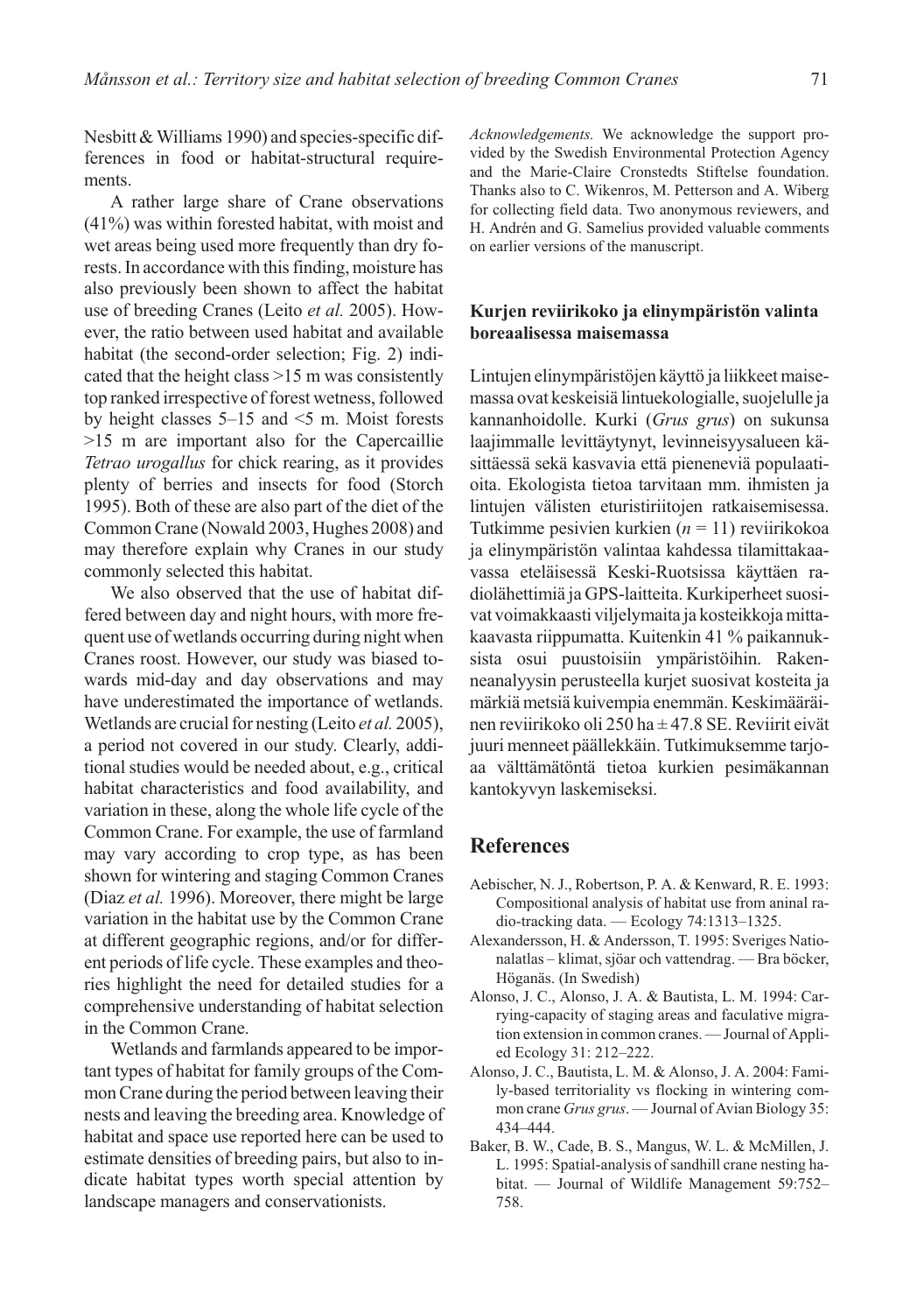Nesbitt & Williams 1990) and species-specific differences in food or habitat-structural requirements.

A rather large share of Crane observations (41%) was within forested habitat, with moist and wet areas being used more frequently than dry forests. In accordance with this finding, moisture has also previously been shown to affect the habitat use of breeding Cranes (Leito *et al.* 2005). However, the ratio between used habitat and available habitat (the second-order selection; Fig. 2) indicated that the height class >15 m was consistently top ranked irrespective of forest wetness, followed by height classes 5–15 and <5 m. Moist forests >15 m are important also for the Capercaillie *Tetrao urogallus* for chick rearing, as it provides plenty of berries and insects for food (Storch 1995). Both of these are also part of the diet of the Common Crane (Nowald 2003, Hughes 2008) and may therefore explain why Cranes in our study commonly selected this habitat.

We also observed that the use of habitat differed between day and night hours, with more frequent use of wetlands occurring during night when Cranes roost. However, our study was biased towards mid-day and day observations and may have underestimated the importance of wetlands. Wetlands are crucial for nesting (Leito *et al.* 2005), a period not covered in our study. Clearly, additional studies would be needed about, e.g., critical habitat characteristics and food availability, and variation in these, along the whole life cycle of the Common Crane. For example, the use of farmland may vary according to crop type, as has been shown for wintering and staging Common Cranes (Diaz *et al.* 1996). Moreover, there might be large variation in the habitat use by the Common Crane at different geographic regions, and/or for different periods of life cycle. These examples and theories highlight the need for detailed studies for a comprehensive understanding of habitat selection in the Common Crane.

Wetlands and farmlands appeared to be important types of habitat for family groups of the Common Crane during the period between leaving their nests and leaving the breeding area. Knowledge of habitat and space use reported here can be used to estimate densities of breeding pairs, but also to indicate habitat types worth special attention by landscape managers and conservationists.

*Acknowledgements.* We acknowledge the support provided by the Swedish Environmental Protection Agency and the Marie-Claire Cronstedts Stiftelse foundation. Thanks also to C. Wikenros, M. Petterson and A. Wiberg for collecting field data. Two anonymous reviewers, and H. Andrén and G. Samelius provided valuable comments on earlier versions of the manuscript.

### Kurjen reviirikoko ja elinympäristön valinta boreaalisessa maisemassa

Lintujen elinympäristöjen käyttö ja liikkeet maisemassa ovat keskeisiä lintuekologialle, suojelulle ja kannanhoidolle. Kurki (*Grus grus*) on sukunsa laajimmalle levittäytynyt, levinneisyysalueen käsittäessä sekä kasvavia että pieneneviä populaatioita. Ekologista tietoa tarvitaan mm. ihmisten ja lintujen välisten eturistiriitojen ratkaisemisessa. Tutkimme pesivien kurkien ($n$ = 11) reviirikokoa ja elinympäristön valintaa kahdessa tilamittakaavassa eteläisessä Keski-Ruotsissa käyttäen radiolähettimiä ja GPS-laitteita. Kurkiperheet suosivat voimakkaasti viljelymaita ja kosteikkoja mittakaavasta riippumatta. Kuitenkin 41 % paikannuksista osui puustoisiin ympäristöihin. Rakenneanalyysin perusteella kurjet suosivat kosteita ja märkiä metsiä kuivempia enemmän. Keskimääräinen reviirikoko oli 250 ha ± 47.8 SE. Reviirit eivät juuri menneet päällekkäin. Tutkimuksemme tarjoaa välttämätöntä tietoa kurkien pesimäkannan kantokyvyn laskemiseksi.

## References

Aebischer, N. J., Robertson, P. A. & Kenward, R. E. 1993: Compositional analysis of habitat use from aninal radio-tracking data. — Ecology 74:1313–1325.

Alexandersson, H. & Andersson, T. 1995: Sveriges Nationalatlas – klimat, sjöar och vattendrag. — Bra böcker, Höganäs. (In Swedish)

Alonso, J. C., Alonso, J. A. & Bautista, L. M. 1994: Carrying-capacity of staging areas and faculative migration extension in common cranes. — Journal of Applied Ecology 31: 212–222.

Alonso, J. C., Bautista, L. M. & Alonso, J. A. 2004: Family-based territoriality vs flocking in wintering common crane *Grus grus*. — Journal of Avian Biology 35: 434–444.

Baker, B. W., Cade, B. S., Mangus, W. L. & McMillen, J. L. 1995: Spatial-analysis of sandhill crane nesting habitat. — Journal of Wildlife Management 59:752–758.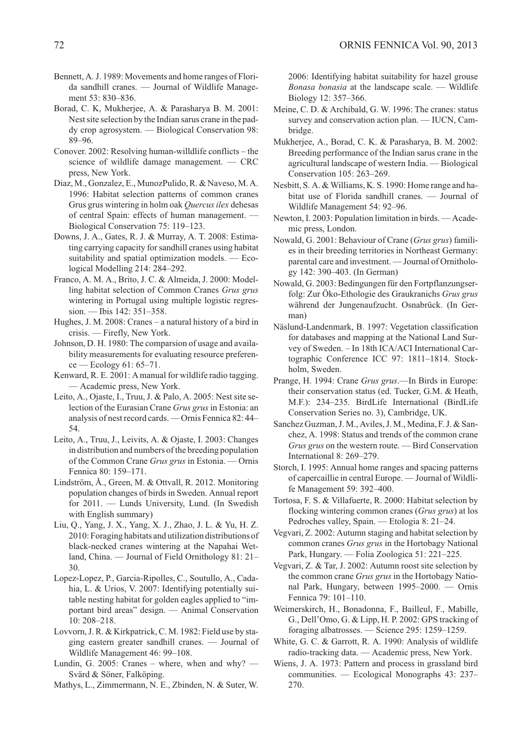Bennett, A. J. 1989: Movements and home ranges of Florida sandhill cranes. — Journal of Wildlife Management 53: 830–836.

Borad, C. K, Mukherjee, A. & Parasharya B. M. 2001: Nest site selection by the Indian sarus crane in the paddy crop agrosystem. — Biological Conservation 98: 89–96.

Conover. 2002: Resolving human-willdlife conflicts – the science of wildlife damage management. — CRC press, New York.

Diaz, M., Gonzalez, E., MunozPulido, R. & Naveso, M. A. 1996: Habitat selection patterns of common cranes Grus grus wintering in holm oak *Quercus ilex* dehesas of central Spain: effects of human management. — Biological Conservation 75: 119–123.

Downs, J. A., Gates, R. J. & Murray, A. T. 2008: Estimating carrying capacity for sandhill cranes using habitat suitability and spatial optimization models. — Ecological Modelling 214: 284–292.

Franco, A. M. A., Brito, J. C. & Almeida, J. 2000: Modelling habitat selection of Common Cranes *Grus grus* wintering in Portugal using multiple logistic regression. — Ibis 142: 351–358.

Hughes, J. M. 2008: Cranes – a natural history of a bird in crisis. — Firefly, New York.

Johnson, D. H. 1980: The comparsion of usage and availability measurements for evaluating resource preference — Ecology 61: 65–71.

Kenward, R. E. 2001: A manual for wildlife radio tagging. — Academic press, New York.

Leito, A., Ojaste, I., Truu, J. & Palo, A. 2005: Nest site selection of the Eurasian Crane *Grus grus* in Estonia: an analysis of nest record cards. — Ornis Fennica 82: 44–54.

Leito, A., Truu, J., Leivits, A. & Ojaste, I. 2003: Changes in distribution and numbers of the breeding population of the Common Crane *Grus grus* in Estonia. — Ornis Fennica 80: 159–171.

Lindström, Å., Green, M. & Ottvall, R. 2012. Monitoring population changes of birds in Sweden. Annual report for 2011. — Lunds University, Lund. (In Swedish with English summary)

Liu, Q., Yang, J. X., Yang, X. J., Zhao, J. L. & Yu, H. Z. 2010: Foraging habitats and utilization distributions of black-necked cranes wintering at the Napahai Wetland, China. — Journal of Field Ornithology 81: 21–30.

Lopez-Lopez, P., Garcia-Ripolles, C., Soutullo, A., Cadahia, L. & Urios, V. 2007: Identifying potentially suitable nesting habitat for golden eagles applied to "important bird areas" design. — Animal Conservation 10: 208–218.

Lovvorn, J. R. & Kirkpatrick, C. M. 1982: Field use by staging eastern greater sandhill cranes. — Journal of Wildlife Management 46: 99–108.

Lundin, G. 2005: Cranes – where, when and why? — Svärd & Söner, Falköping.

Mathys, L., Zimmermann, N. E., Zbinden, N. & Suter, W. 2006: Identifying habitat suitability for hazel grouse *Bonasa bonasia* at the landscape scale. — Wildlife Biology 12: 357–366.

Meine, C. D. & Archibald, G. W. 1996: The cranes: status survey and conservation action plan. — IUCN, Cambridge.

Mukherjee, A., Borad, C. K. & Parasharya, B. M. 2002: Breeding performance of the Indian sarus crane in the agricultural landscape of western India. — Biological Conservation 105: 263–269.

Nesbitt, S. A. & Williams, K. S. 1990: Home range and habitat use of Florida sandhill cranes. — Journal of Wildlife Management 54: 92–96.

Newton, I. 2003: Population limitation in birds. — Academic press, London.

Nowald, G. 2001: Behaviour of Crane (*Grus grus*) families in their breeding territories in Northeast Germany: parental care and investment. — Journal of Ornithology 142: 390–403. (In German)

Nowald, G. 2003: Bedingungen für den Fortpflanzungserfolg: Zur Öko-Ethologie des Graukranichs *Grus grus* während der Jungenaufzucht. Osnabrück. (In German)

Näslund-Landenmark, B. 1997: Vegetation classification for databases and mapping at the National Land Survey of Sweden. – In 18th ICA/ACI International Cartographic Conference ICC 97: 1811–1814. Stockholm, Sweden.

Prange, H. 1994: Crane *Grus grus*.—In Birds in Europe: their conservation status (ed. Tucker, G.M. & Heath, M.F.): 234–235. BirdLife International (BirdLife Conservation Series no. 3), Cambridge, UK.

Sanchez Guzman, J. M., Aviles, J. M., Medina, F. J. & Sanchez, A. 1998: Status and trends of the common crane *Grus grus* on the western route. — Bird Conservation International 8: 269–279.

Storch, I. 1995: Annual home ranges and spacing patterns of capercaillie in central Europe. — Journal of Wildlife Management 59: 392–400.

Tortosa, F. S. & Villafuerte, R. 2000: Habitat selection by flocking wintering common cranes (*Grus grus*) at los Pedroches valley, Spain. — Etologia 8: 21–24.

Vegvari, Z. 2002: Autumn staging and habitat selection by common cranes *Grus grus* in the Hortobagy National Park, Hungary. — Folia Zoologica 51: 221–225.

Vegvari, Z. & Tar, J. 2002: Autumn roost site selection by the common crane *Grus grus* in the Hortobagy National Park, Hungary, between 1995–2000. — Ornis Fennica 79: 101–110.

Weimerskirch, H., Bonadonna, F., Bailleul, F., Mabille, G., Dell'Omo, G. & Lipp, H. P. 2002: GPS tracking of foraging albatrosses. — Science 295: 1259–1259.

White, G. C. & Garrott, R. A. 1990: Analysis of wildlife radio-tracking data. — Academic press, New York.

Wiens, J. A. 1973: Pattern and process in grassland bird communities. — Ecological Monographs 43: 237–270.